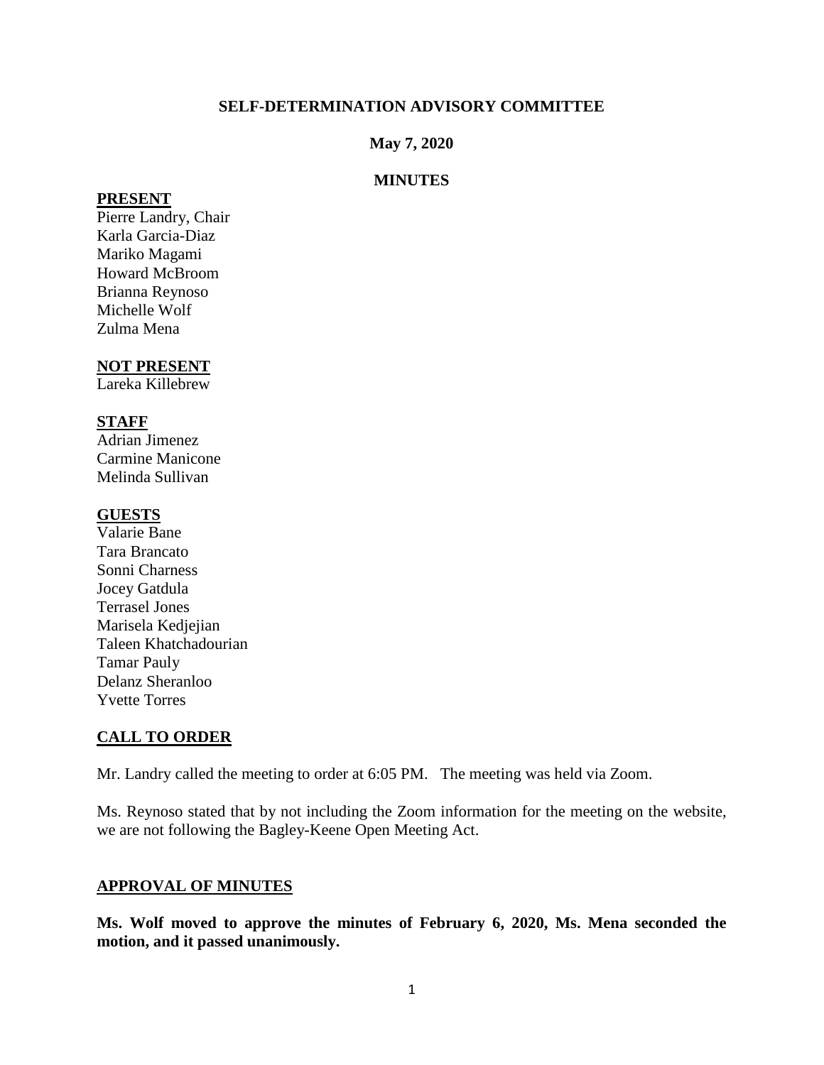**SELF-DETERMINATION ADVISORY COMMITTEE**

**May 7, 2020**

**MINUTES**

**PRESENT**

Pierre Landry, Chair
Karla Garcia-Diaz
Mariko Magami
Howard McBroom
Brianna Reynoso
Michelle Wolf
Zulma Mena

**NOT PRESENT**

Lareka Killebrew

**STAFF**

Adrian Jimenez
Carmine Manicone
Melinda Sullivan

**GUESTS**

Valarie Bane
Tara Brancato
Sonni Charness
Jocey Gatdula
Terrasel Jones
Marisela Kedjejian
Taleen Khatchadourian
Tamar Pauly
Delanz Sheranloo
Yvette Torres

**CALL TO ORDER**

Mr. Landry called the meeting to order at 6:05 PM. The meeting was held via Zoom.

Ms. Reynoso stated that by not including the Zoom information for the meeting on the website, we are not following the Bagley-Keene Open Meeting Act.

**APPROVAL OF MINUTES**

**Ms. Wolf moved to approve the minutes of February 6, 2020, Ms. Mena seconded the motion, and it passed unanimously.**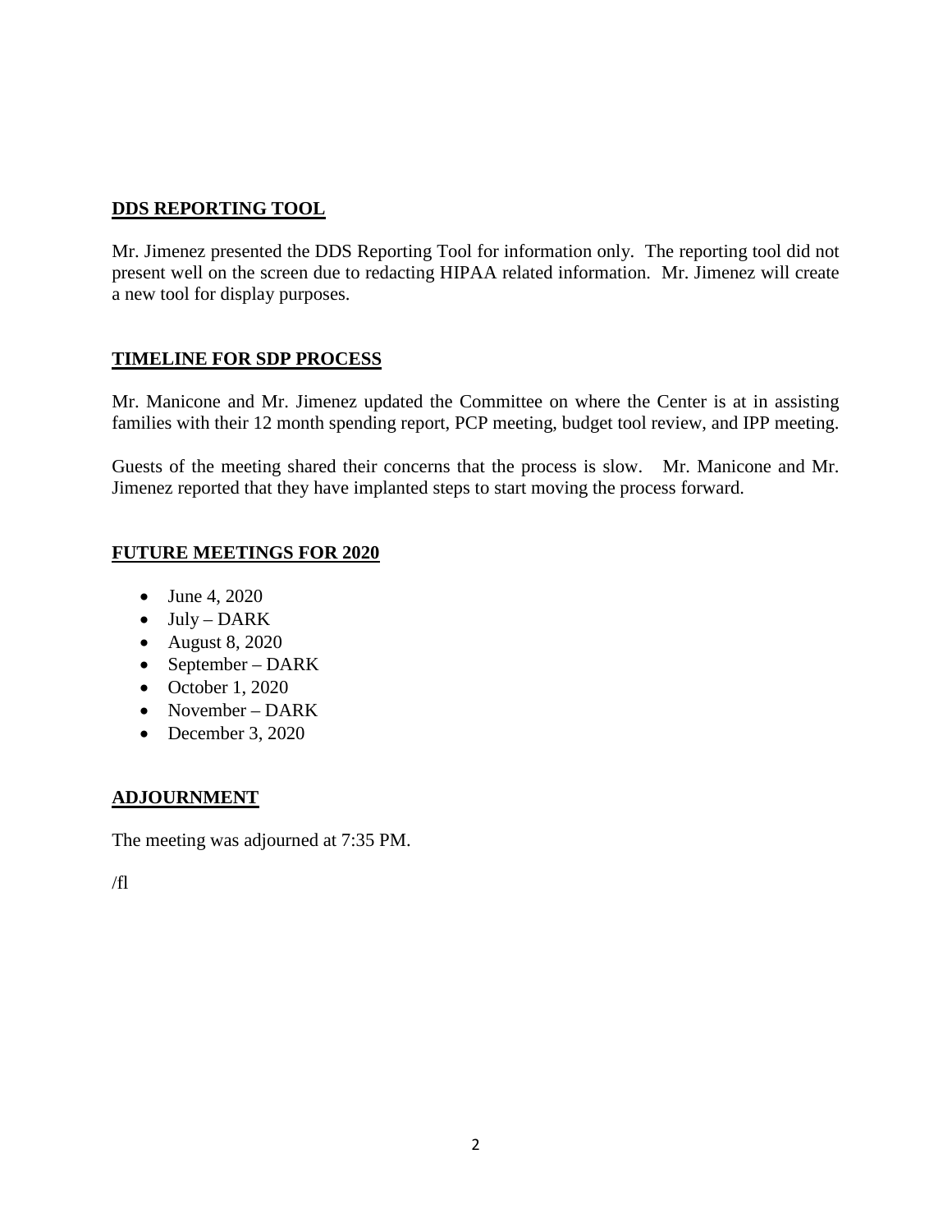## DDS REPORTING TOOL

Mr. Jimenez presented the DDS Reporting Tool for information only. The reporting tool did not present well on the screen due to redacting HIPAA related information. Mr. Jimenez will create a new tool for display purposes.

## TIMELINE FOR SDP PROCESS

Mr. Manicone and Mr. Jimenez updated the Committee on where the Center is at in assisting families with their 12 month spending report, PCP meeting, budget tool review, and IPP meeting.

Guests of the meeting shared their concerns that the process is slow. Mr. Manicone and Mr. Jimenez reported that they have implanted steps to start moving the process forward.

## FUTURE MEETINGS FOR 2020

- June 4, 2020
- July – DARK
- August 8, 2020
- September – DARK
- October 1, 2020
- November – DARK
- December 3, 2020

## ADJOURNMENT

The meeting was adjourned at 7:35 PM.

/fl